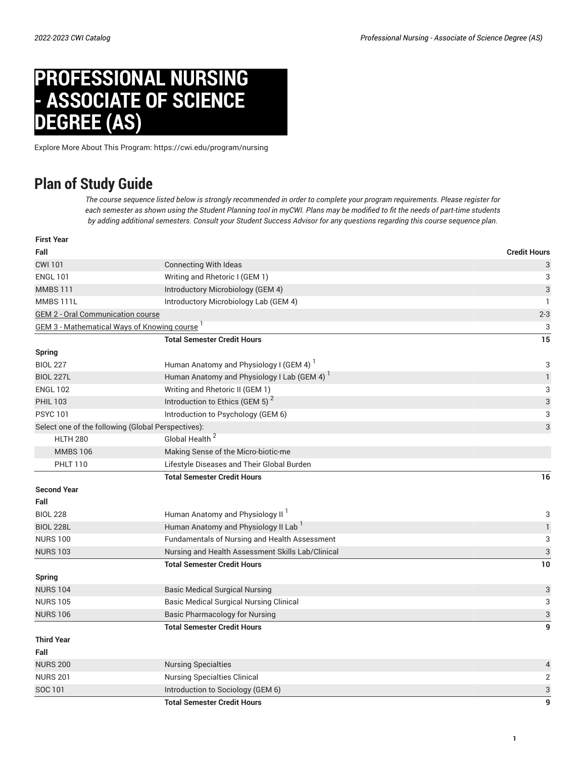# PROFESSIONAL NURSING - ASSOCIATE OF SCIENCE DEGREE (AS)

Explore More About This Program: https://cwi.edu/program/nursing

## Plan of Study Guide

*The course sequence listed below is strongly recommended in order to complete your program requirements. Please register for each semester as shown using the Student Planning tool in myCWI. Plans may be modified to fit the needs of part-time students by adding additional semesters. Consult your Student Success Advisor for any questions regarding this course sequence plan.*

| First Year | | |
|---|---|---|
| **Fall** | | **Credit Hours** |
| CWI 101 | Connecting With Ideas | 3 |
| ENGL 101 | Writing and Rhetoric I (GEM 1) | 3 |
| MMBS 111 | Introductory Microbiology (GEM 4) | 3 |
| MMBS 111L | Introductory Microbiology Lab (GEM 4) | 1 |
| GEM 2 - Oral Communication course | | 2-3 |
| GEM 3 - Mathematical Ways of Knowing course [1] | | 3 |
| | **Total Semester Credit Hours** | **15** |
| **Spring** | | |
| BIOL 227 | Human Anatomy and Physiology I (GEM 4) [1] | 3 |
| BIOL 227L | Human Anatomy and Physiology I Lab (GEM 4) [1] | 1 |
| ENGL 102 | Writing and Rhetoric II (GEM 1) | 3 |
| PHIL 103 | Introduction to Ethics (GEM 5) [2] | 3 |
| PSYC 101 | Introduction to Psychology (GEM 6) | 3 |
| Select one of the following (Global Perspectives): | | 3 |
| HLTH 280 | Global Health [2] | |
| MMBS 106 | Making Sense of the Micro-biotic-me | |
| PHLT 110 | Lifestyle Diseases and Their Global Burden | |
| | **Total Semester Credit Hours** | **16** |
| **Second Year** | | |
| **Fall** | | |
| BIOL 228 | Human Anatomy and Physiology II [1] | 3 |
| BIOL 228L | Human Anatomy and Physiology II Lab [1] | 1 |
| NURS 100 | Fundamentals of Nursing and Health Assessment | 3 |
| NURS 103 | Nursing and Health Assessment Skills Lab/Clinical | 3 |
| | **Total Semester Credit Hours** | **10** |
| **Spring** | | |
| NURS 104 | Basic Medical Surgical Nursing | 3 |
| NURS 105 | Basic Medical Surgical Nursing Clinical | 3 |
| NURS 106 | Basic Pharmacology for Nursing | 3 |
| | **Total Semester Credit Hours** | **9** |
| **Third Year** | | |
| **Fall** | | |
| NURS 200 | Nursing Specialties | 4 |
| NURS 201 | Nursing Specialties Clinical | 2 |
| SOC 101 | Introduction to Sociology (GEM 6) | 3 |
| | **Total Semester Credit Hours** | **9** |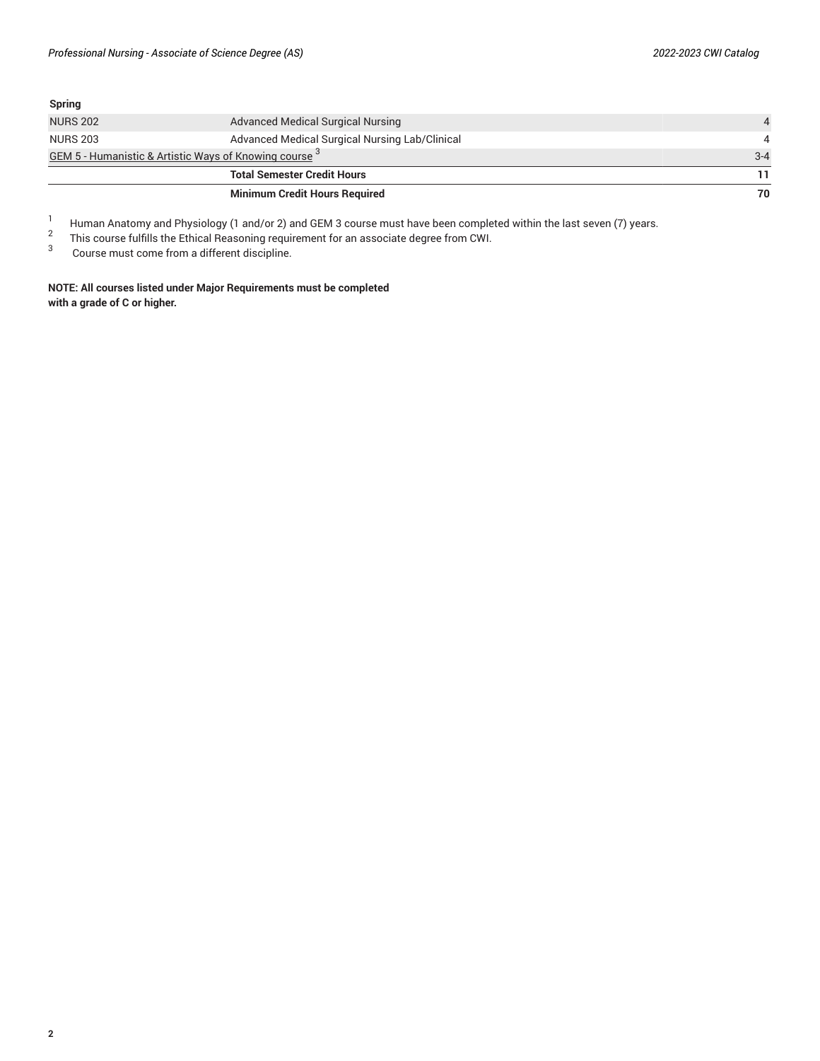| | | |
|---|---|---|
| **Spring** | | |
| NURS 202 | Advanced Medical Surgical Nursing | 4 |
| NURS 203 | Advanced Medical Surgical Nursing Lab/Clinical | 4 |
| GEM 5 - Humanistic & Artistic Ways of Knowing course [3] | | 3-4 |
| | **Total Semester Credit Hours** | **11** |
| | **Minimum Credit Hours Required** | **70** |

[1] Human Anatomy and Physiology (1 and/or 2) and GEM 3 course must have been completed within the last seven (7) years.

[2] This course fulfills the Ethical Reasoning requirement for an associate degree from CWI.

[3] Course must come from a different discipline.

**NOTE: All courses listed under Major Requirements must be completed with a grade of C or higher.**